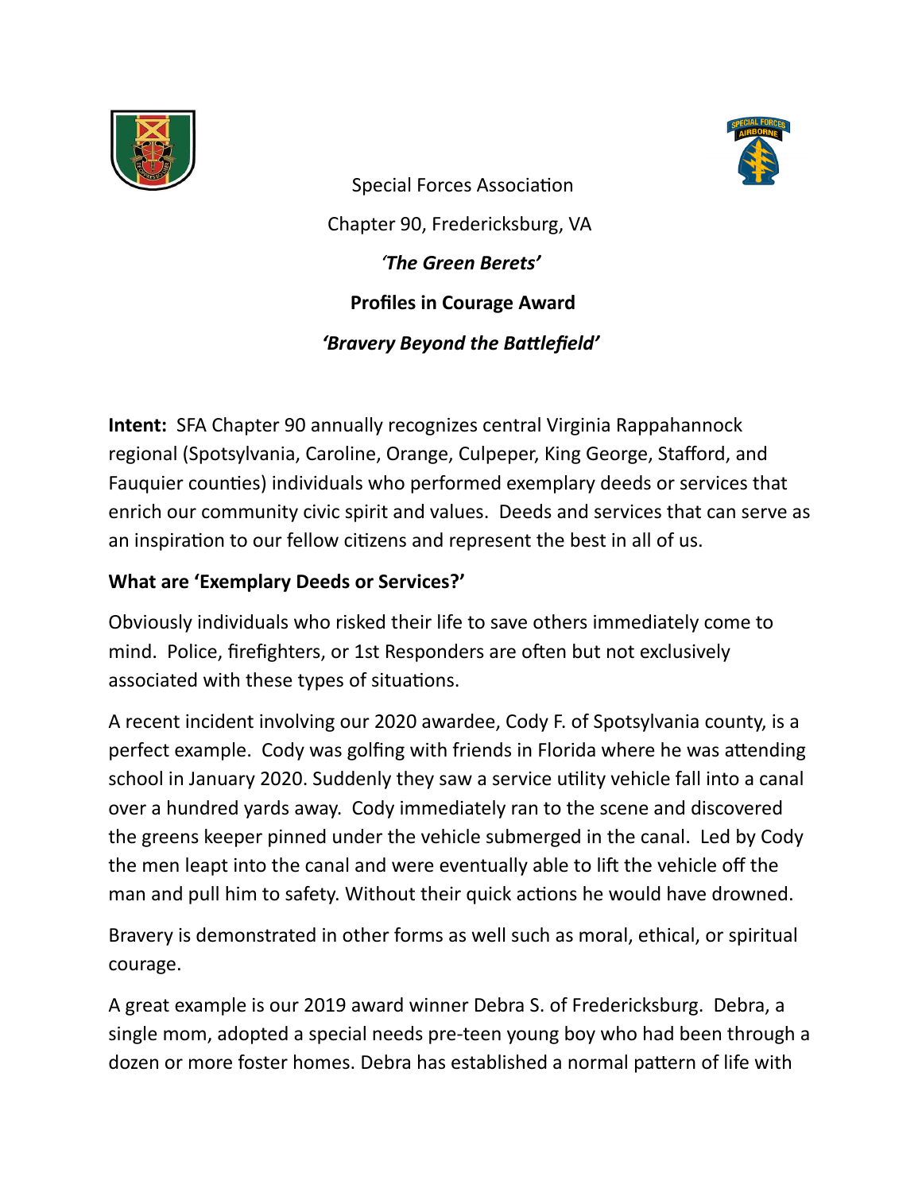Special Forces Association

Chapter 90, Fredericksburg, VA

*'The Green Berets'*

**Profiles in Courage Award**

***'Bravery Beyond the Battlefield'***

**Intent:** SFA Chapter 90 annually recognizes central Virginia Rappahannock regional (Spotsylvania, Caroline, Orange, Culpeper, King George, Stafford, and Fauquier counties) individuals who performed exemplary deeds or services that enrich our community civic spirit and values. Deeds and services that can serve as an inspiration to our fellow citizens and represent the best in all of us.

**What are 'Exemplary Deeds or Services?'**

Obviously individuals who risked their life to save others immediately come to mind. Police, firefighters, or 1st Responders are often but not exclusively associated with these types of situations.

A recent incident involving our 2020 awardee, Cody F. of Spotsylvania county, is a perfect example. Cody was golfing with friends in Florida where he was attending school in January 2020. Suddenly they saw a service utility vehicle fall into a canal over a hundred yards away. Cody immediately ran to the scene and discovered the greens keeper pinned under the vehicle submerged in the canal. Led by Cody the men leapt into the canal and were eventually able to lift the vehicle off the man and pull him to safety. Without their quick actions he would have drowned.

Bravery is demonstrated in other forms as well such as moral, ethical, or spiritual courage.

A great example is our 2019 award winner Debra S. of Fredericksburg. Debra, a single mom, adopted a special needs pre-teen young boy who had been through a dozen or more foster homes. Debra has established a normal pattern of life with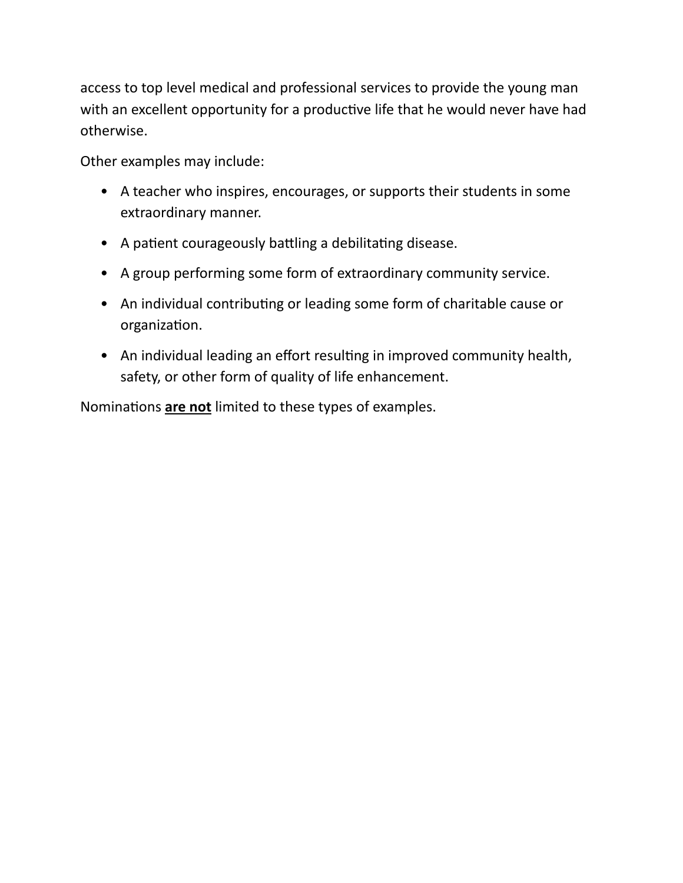access to top level medical and professional services to provide the young man with an excellent opportunity for a productive life that he would never have had otherwise.

Other examples may include:

- A teacher who inspires, encourages, or supports their students in some extraordinary manner.
- A patient courageously battling a debilitating disease.
- A group performing some form of extraordinary community service.
- An individual contributing or leading some form of charitable cause or organization.
- An individual leading an effort resulting in improved community health, safety, or other form of quality of life enhancement.

Nominations **<u>are not</u>** limited to these types of examples.